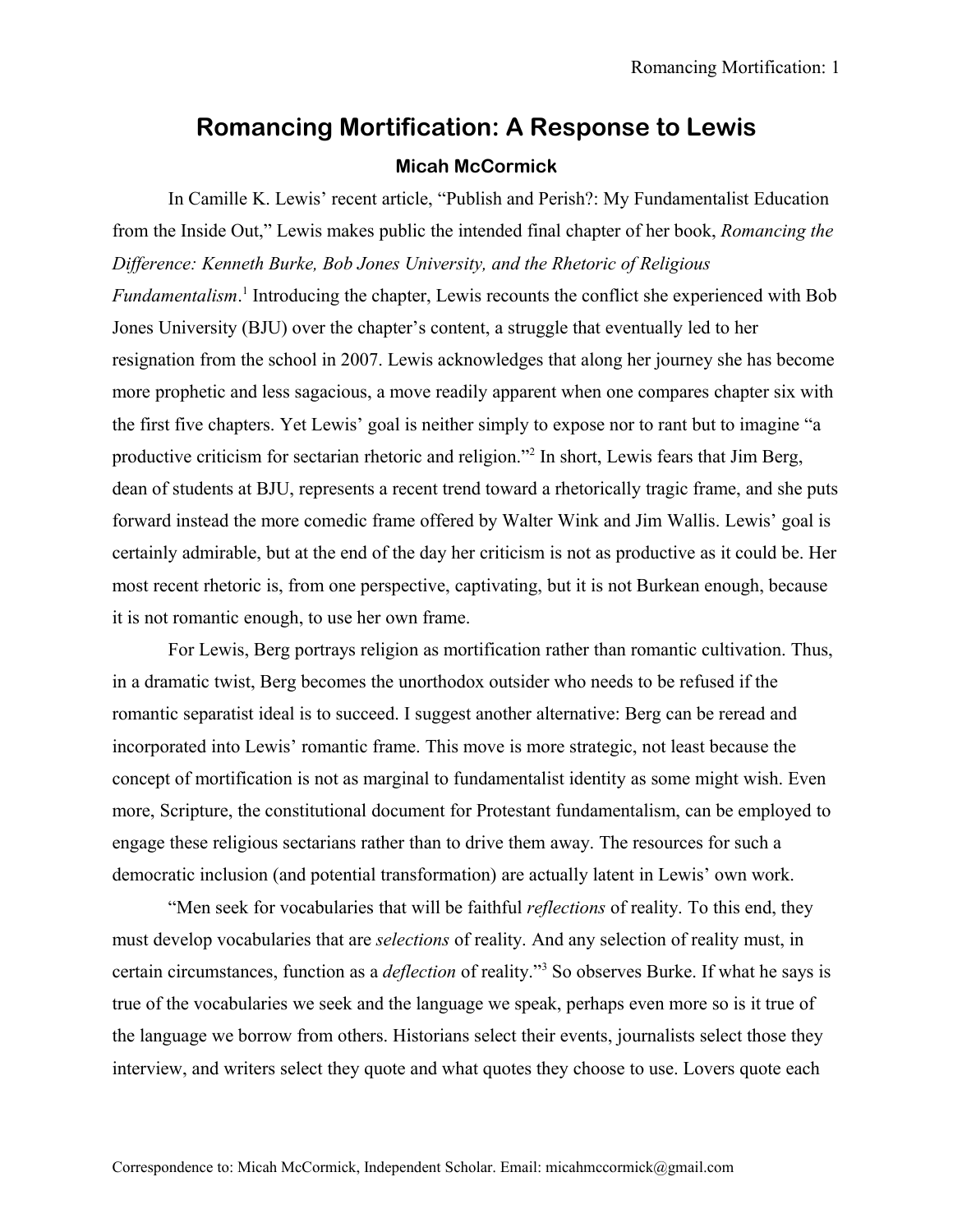# Romancing Mortification: A Response to Lewis

**Micah McCormick**

In Camille K. Lewis' recent article, "Publish and Perish?: My Fundamentalist Education from the Inside Out," Lewis makes public the intended final chapter of her book, *Romancing the Difference: Kenneth Burke, Bob Jones University, and the Rhetoric of Religious Fundamentalism*.[1] Introducing the chapter, Lewis recounts the conflict she experienced with Bob Jones University (BJU) over the chapter's content, a struggle that eventually led to her resignation from the school in 2007. Lewis acknowledges that along her journey she has become more prophetic and less sagacious, a move readily apparent when one compares chapter six with the first five chapters. Yet Lewis' goal is neither simply to expose nor to rant but to imagine "a productive criticism for sectarian rhetoric and religion."[2] In short, Lewis fears that Jim Berg, dean of students at BJU, represents a recent trend toward a rhetorically tragic frame, and she puts forward instead the more comedic frame offered by Walter Wink and Jim Wallis. Lewis' goal is certainly admirable, but at the end of the day her criticism is not as productive as it could be. Her most recent rhetoric is, from one perspective, captivating, but it is not Burkean enough, because it is not romantic enough, to use her own frame.

For Lewis, Berg portrays religion as mortification rather than romantic cultivation. Thus, in a dramatic twist, Berg becomes the unorthodox outsider who needs to be refused if the romantic separatist ideal is to succeed. I suggest another alternative: Berg can be reread and incorporated into Lewis' romantic frame. This move is more strategic, not least because the concept of mortification is not as marginal to fundamentalist identity as some might wish. Even more, Scripture, the constitutional document for Protestant fundamentalism, can be employed to engage these religious sectarians rather than to drive them away. The resources for such a democratic inclusion (and potential transformation) are actually latent in Lewis' own work.

"Men seek for vocabularies that will be faithful *reflections* of reality. To this end, they must develop vocabularies that are *selections* of reality. And any selection of reality must, in certain circumstances, function as a *deflection* of reality."[3] So observes Burke. If what he says is true of the vocabularies we seek and the language we speak, perhaps even more so is it true of the language we borrow from others. Historians select their events, journalists select those they interview, and writers select they quote and what quotes they choose to use. Lovers quote each

Correspondence to: Micah McCormick, Independent Scholar. Email: micahmccormick@gmail.com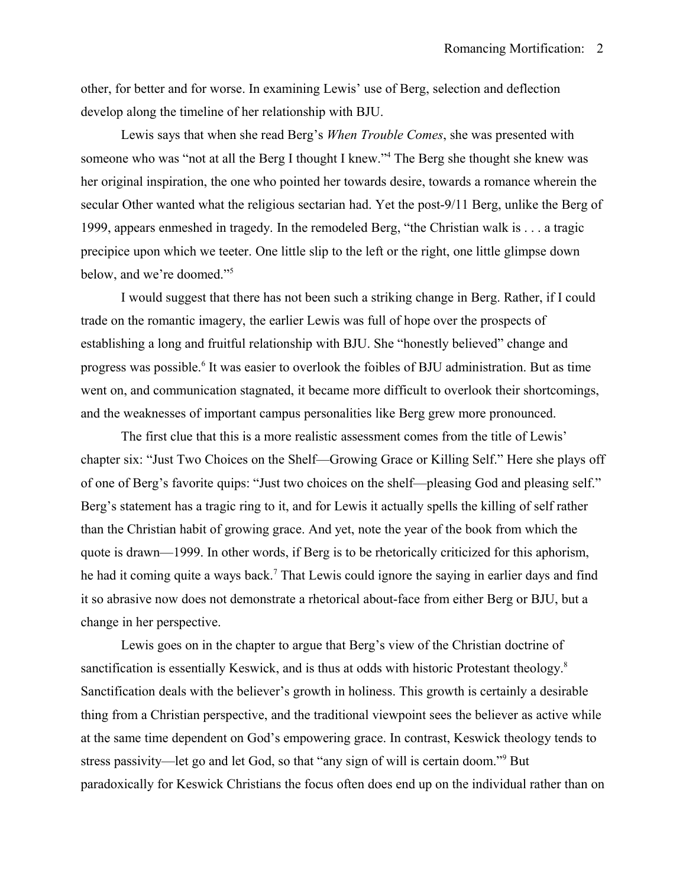other, for better and for worse. In examining Lewis' use of Berg, selection and deflection develop along the timeline of her relationship with BJU.

Lewis says that when she read Berg's *When Trouble Comes*, she was presented with someone who was "not at all the Berg I thought I knew."[4] The Berg she thought she knew was her original inspiration, the one who pointed her towards desire, towards a romance wherein the secular Other wanted what the religious sectarian had. Yet the post-9/11 Berg, unlike the Berg of 1999, appears enmeshed in tragedy. In the remodeled Berg, "the Christian walk is . . . a tragic precipice upon which we teeter. One little slip to the left or the right, one little glimpse down below, and we're doomed."[5]

I would suggest that there has not been such a striking change in Berg. Rather, if I could trade on the romantic imagery, the earlier Lewis was full of hope over the prospects of establishing a long and fruitful relationship with BJU. She "honestly believed" change and progress was possible.[6] It was easier to overlook the foibles of BJU administration. But as time went on, and communication stagnated, it became more difficult to overlook their shortcomings, and the weaknesses of important campus personalities like Berg grew more pronounced.

The first clue that this is a more realistic assessment comes from the title of Lewis' chapter six: "Just Two Choices on the Shelf—Growing Grace or Killing Self." Here she plays off of one of Berg's favorite quips: "Just two choices on the shelf—pleasing God and pleasing self." Berg's statement has a tragic ring to it, and for Lewis it actually spells the killing of self rather than the Christian habit of growing grace. And yet, note the year of the book from which the quote is drawn—1999. In other words, if Berg is to be rhetorically criticized for this aphorism, he had it coming quite a ways back.[7] That Lewis could ignore the saying in earlier days and find it so abrasive now does not demonstrate a rhetorical about-face from either Berg or BJU, but a change in her perspective.

Lewis goes on in the chapter to argue that Berg's view of the Christian doctrine of sanctification is essentially Keswick, and is thus at odds with historic Protestant theology.[8] Sanctification deals with the believer's growth in holiness. This growth is certainly a desirable thing from a Christian perspective, and the traditional viewpoint sees the believer as active while at the same time dependent on God's empowering grace. In contrast, Keswick theology tends to stress passivity—let go and let God, so that "any sign of will is certain doom."[9] But paradoxically for Keswick Christians the focus often does end up on the individual rather than on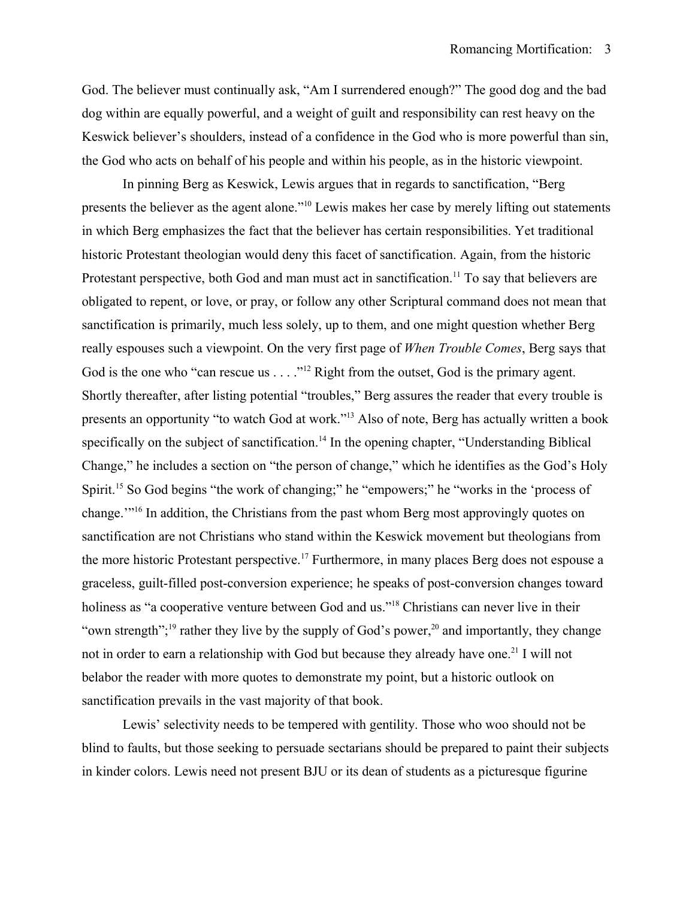God. The believer must continually ask, "Am I surrendered enough?" The good dog and the bad dog within are equally powerful, and a weight of guilt and responsibility can rest heavy on the Keswick believer's shoulders, instead of a confidence in the God who is more powerful than sin, the God who acts on behalf of his people and within his people, as in the historic viewpoint.

In pinning Berg as Keswick, Lewis argues that in regards to sanctification, "Berg presents the believer as the agent alone."[10] Lewis makes her case by merely lifting out statements in which Berg emphasizes the fact that the believer has certain responsibilities. Yet traditional historic Protestant theologian would deny this facet of sanctification. Again, from the historic Protestant perspective, both God and man must act in sanctification.[11] To say that believers are obligated to repent, or love, or pray, or follow any other Scriptural command does not mean that sanctification is primarily, much less solely, up to them, and one might question whether Berg really espouses such a viewpoint. On the very first page of *When Trouble Comes*, Berg says that God is the one who "can rescue us . . . ."[12] Right from the outset, God is the primary agent. Shortly thereafter, after listing potential "troubles," Berg assures the reader that every trouble is presents an opportunity "to watch God at work."[13] Also of note, Berg has actually written a book specifically on the subject of sanctification.[14] In the opening chapter, "Understanding Biblical Change," he includes a section on "the person of change," which he identifies as the God's Holy Spirit.[15] So God begins "the work of changing;" he "empowers;" he "works in the 'process of change.'"[16] In addition, the Christians from the past whom Berg most approvingly quotes on sanctification are not Christians who stand within the Keswick movement but theologians from the more historic Protestant perspective.[17] Furthermore, in many places Berg does not espouse a graceless, guilt-filled post-conversion experience; he speaks of post-conversion changes toward holiness as "a cooperative venture between God and us."[18] Christians can never live in their "own strength";[19] rather they live by the supply of God's power,[20] and importantly, they change not in order to earn a relationship with God but because they already have one.[21] I will not belabor the reader with more quotes to demonstrate my point, but a historic outlook on sanctification prevails in the vast majority of that book.

Lewis' selectivity needs to be tempered with gentility. Those who woo should not be blind to faults, but those seeking to persuade sectarians should be prepared to paint their subjects in kinder colors. Lewis need not present BJU or its dean of students as a picturesque figurine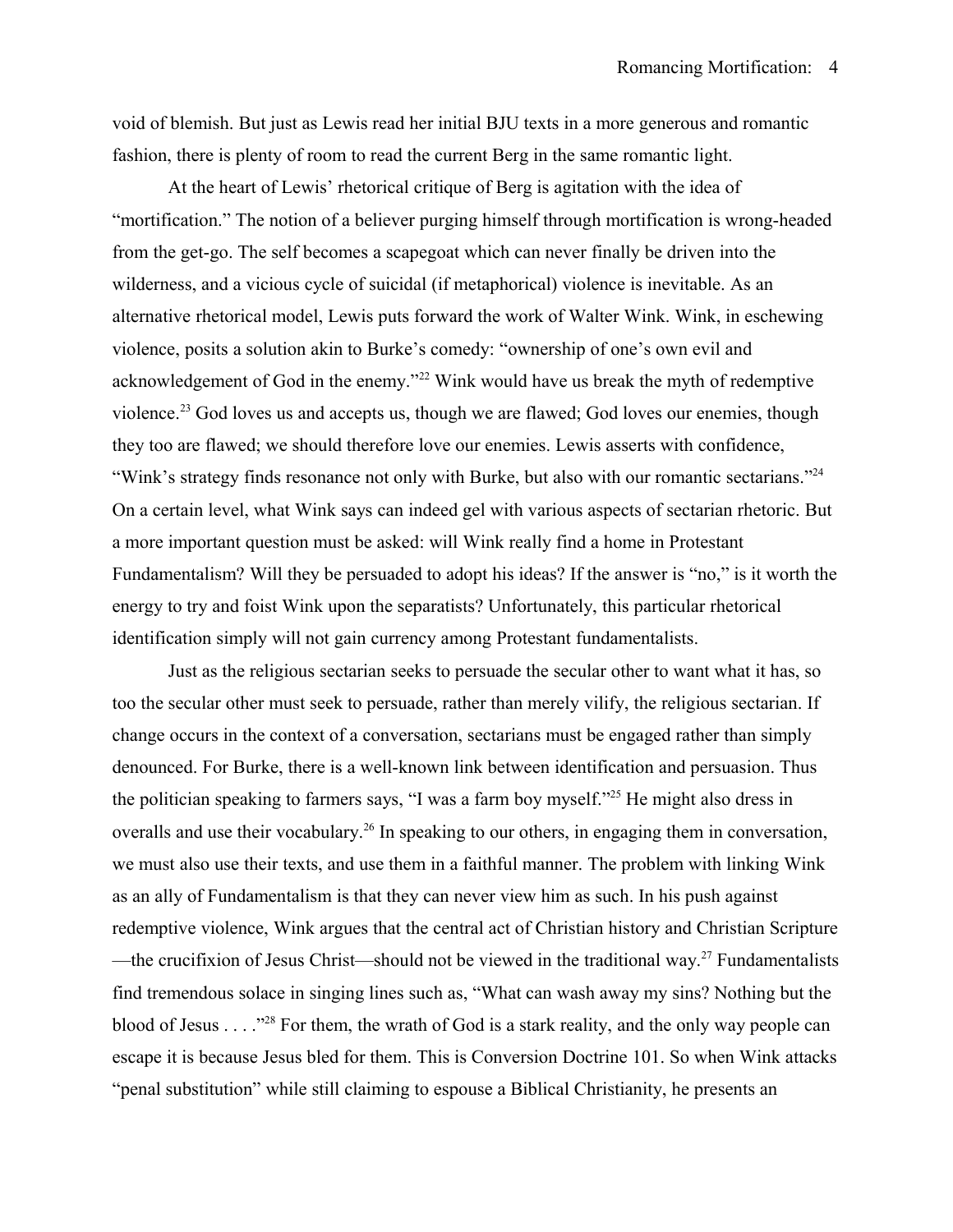void of blemish. But just as Lewis read her initial BJU texts in a more generous and romantic fashion, there is plenty of room to read the current Berg in the same romantic light.

At the heart of Lewis' rhetorical critique of Berg is agitation with the idea of "mortification." The notion of a believer purging himself through mortification is wrong-headed from the get-go. The self becomes a scapegoat which can never finally be driven into the wilderness, and a vicious cycle of suicidal (if metaphorical) violence is inevitable. As an alternative rhetorical model, Lewis puts forward the work of Walter Wink. Wink, in eschewing violence, posits a solution akin to Burke's comedy: "ownership of one's own evil and acknowledgement of God in the enemy."[22] Wink would have us break the myth of redemptive violence.[23] God loves us and accepts us, though we are flawed; God loves our enemies, though they too are flawed; we should therefore love our enemies. Lewis asserts with confidence, "Wink's strategy finds resonance not only with Burke, but also with our romantic sectarians."[24] On a certain level, what Wink says can indeed gel with various aspects of sectarian rhetoric. But a more important question must be asked: will Wink really find a home in Protestant Fundamentalism? Will they be persuaded to adopt his ideas? If the answer is "no," is it worth the energy to try and foist Wink upon the separatists? Unfortunately, this particular rhetorical identification simply will not gain currency among Protestant fundamentalists.

Just as the religious sectarian seeks to persuade the secular other to want what it has, so too the secular other must seek to persuade, rather than merely vilify, the religious sectarian. If change occurs in the context of a conversation, sectarians must be engaged rather than simply denounced. For Burke, there is a well-known link between identification and persuasion. Thus the politician speaking to farmers says, "I was a farm boy myself."[25] He might also dress in overalls and use their vocabulary.[26] In speaking to our others, in engaging them in conversation, we must also use their texts, and use them in a faithful manner. The problem with linking Wink as an ally of Fundamentalism is that they can never view him as such. In his push against redemptive violence, Wink argues that the central act of Christian history and Christian Scripture —the crucifixion of Jesus Christ—should not be viewed in the traditional way.[27] Fundamentalists find tremendous solace in singing lines such as, "What can wash away my sins? Nothing but the blood of Jesus . . . ."[28] For them, the wrath of God is a stark reality, and the only way people can escape it is because Jesus bled for them. This is Conversion Doctrine 101. So when Wink attacks "penal substitution" while still claiming to espouse a Biblical Christianity, he presents an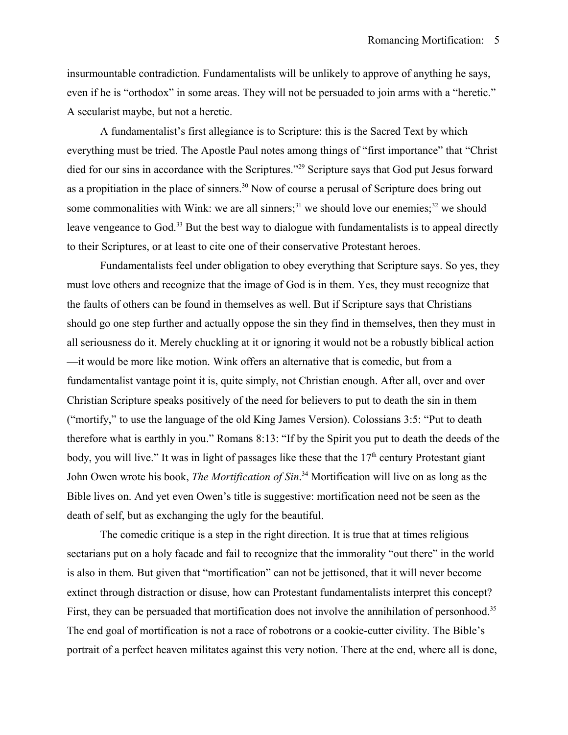insurmountable contradiction. Fundamentalists will be unlikely to approve of anything he says, even if he is "orthodox" in some areas. They will not be persuaded to join arms with a "heretic." A secularist maybe, but not a heretic.

A fundamentalist's first allegiance is to Scripture: this is the Sacred Text by which everything must be tried. The Apostle Paul notes among things of "first importance" that "Christ died for our sins in accordance with the Scriptures."[29] Scripture says that God put Jesus forward as a propitiation in the place of sinners.[30] Now of course a perusal of Scripture does bring out some commonalities with Wink: we are all sinners;[31] we should love our enemies;[32] we should leave vengeance to God.[33] But the best way to dialogue with fundamentalists is to appeal directly to their Scriptures, or at least to cite one of their conservative Protestant heroes.

Fundamentalists feel under obligation to obey everything that Scripture says. So yes, they must love others and recognize that the image of God is in them. Yes, they must recognize that the faults of others can be found in themselves as well. But if Scripture says that Christians should go one step further and actually oppose the sin they find in themselves, then they must in all seriousness do it. Merely chuckling at it or ignoring it would not be a robustly biblical action—it would be more like motion. Wink offers an alternative that is comedic, but from a fundamentalist vantage point it is, quite simply, not Christian enough. After all, over and over Christian Scripture speaks positively of the need for believers to put to death the sin in them ("mortify," to use the language of the old King James Version). Colossians 3:5: "Put to death therefore what is earthly in you." Romans 8:13: "If by the Spirit you put to death the deeds of the body, you will live." It was in light of passages like these that the 17th century Protestant giant John Owen wrote his book, *The Mortification of Sin*.[34] Mortification will live on as long as the Bible lives on. And yet even Owen's title is suggestive: mortification need not be seen as the death of self, but as exchanging the ugly for the beautiful.

The comedic critique is a step in the right direction. It is true that at times religious sectarians put on a holy facade and fail to recognize that the immorality "out there" in the world is also in them. But given that "mortification" can not be jettisoned, that it will never become extinct through distraction or disuse, how can Protestant fundamentalists interpret this concept? First, they can be persuaded that mortification does not involve the annihilation of personhood.[35] The end goal of mortification is not a race of robotrons or a cookie-cutter civility. The Bible's portrait of a perfect heaven militates against this very notion. There at the end, where all is done,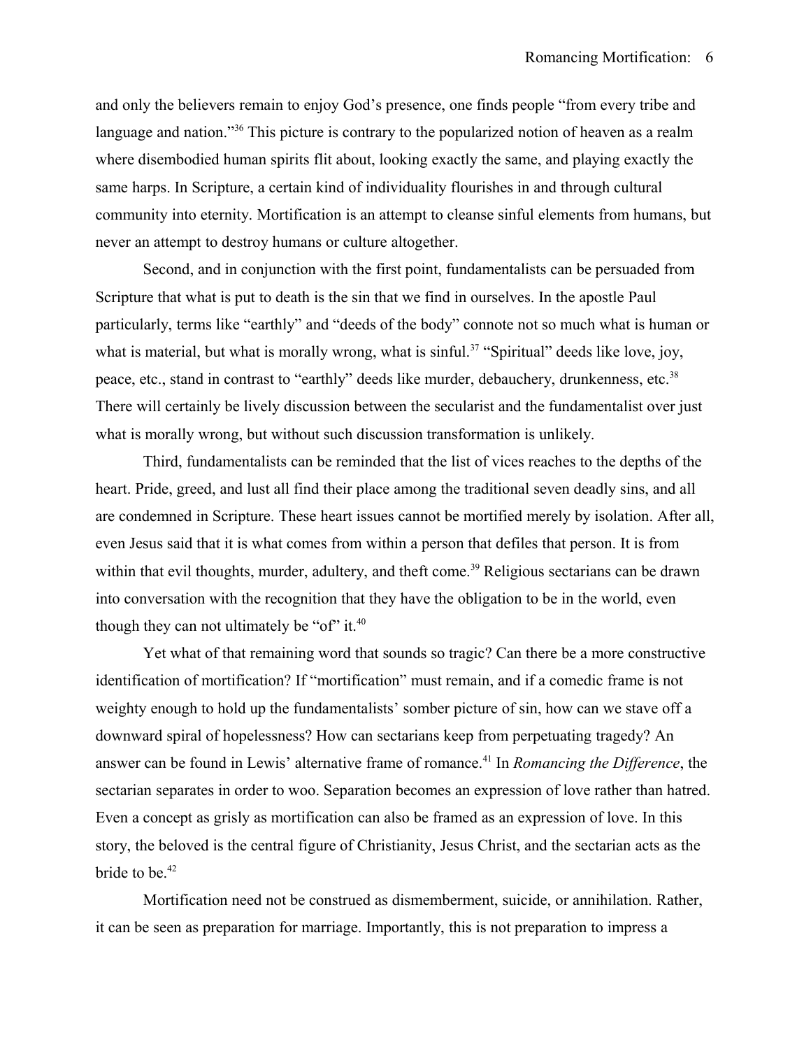and only the believers remain to enjoy God's presence, one finds people "from every tribe and language and nation."[36] This picture is contrary to the popularized notion of heaven as a realm where disembodied human spirits flit about, looking exactly the same, and playing exactly the same harps. In Scripture, a certain kind of individuality flourishes in and through cultural community into eternity. Mortification is an attempt to cleanse sinful elements from humans, but never an attempt to destroy humans or culture altogether.

Second, and in conjunction with the first point, fundamentalists can be persuaded from Scripture that what is put to death is the sin that we find in ourselves. In the apostle Paul particularly, terms like "earthly" and "deeds of the body" connote not so much what is human or what is material, but what is morally wrong, what is sinful.[37] "Spiritual" deeds like love, joy, peace, etc., stand in contrast to "earthly" deeds like murder, debauchery, drunkenness, etc.[38] There will certainly be lively discussion between the secularist and the fundamentalist over just what is morally wrong, but without such discussion transformation is unlikely.

Third, fundamentalists can be reminded that the list of vices reaches to the depths of the heart. Pride, greed, and lust all find their place among the traditional seven deadly sins, and all are condemned in Scripture. These heart issues cannot be mortified merely by isolation. After all, even Jesus said that it is what comes from within a person that defiles that person. It is from within that evil thoughts, murder, adultery, and theft come.[39] Religious sectarians can be drawn into conversation with the recognition that they have the obligation to be in the world, even though they can not ultimately be "of" it.[40]

Yet what of that remaining word that sounds so tragic? Can there be a more constructive identification of mortification? If "mortification" must remain, and if a comedic frame is not weighty enough to hold up the fundamentalists' somber picture of sin, how can we stave off a downward spiral of hopelessness? How can sectarians keep from perpetuating tragedy? An answer can be found in Lewis' alternative frame of romance.[41] In *Romancing the Difference*, the sectarian separates in order to woo. Separation becomes an expression of love rather than hatred. Even a concept as grisly as mortification can also be framed as an expression of love. In this story, the beloved is the central figure of Christianity, Jesus Christ, and the sectarian acts as the bride to be.[42]

Mortification need not be construed as dismemberment, suicide, or annihilation. Rather, it can be seen as preparation for marriage. Importantly, this is not preparation to impress a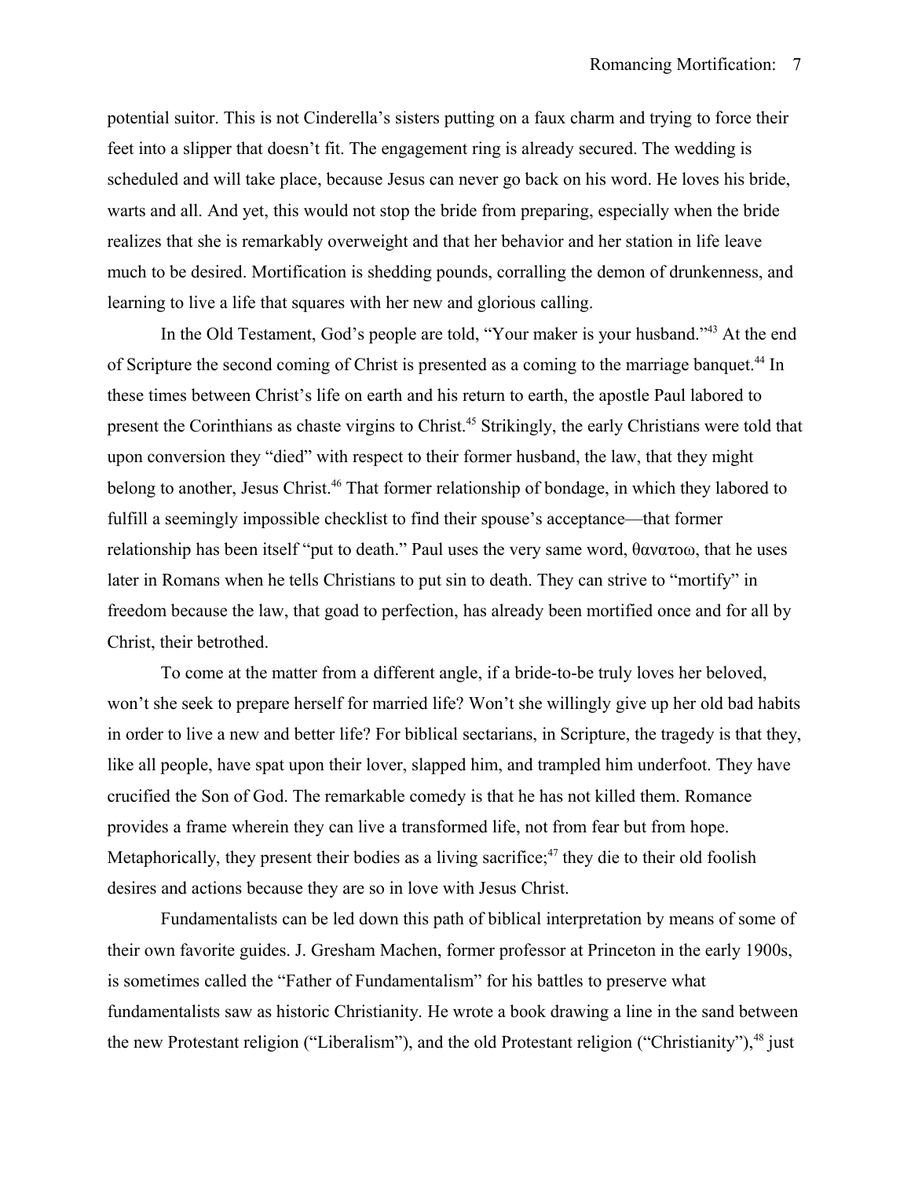potential suitor. This is not Cinderella's sisters putting on a faux charm and trying to force their feet into a slipper that doesn't fit. The engagement ring is already secured. The wedding is scheduled and will take place, because Jesus can never go back on his word. He loves his bride, warts and all. And yet, this would not stop the bride from preparing, especially when the bride realizes that she is remarkably overweight and that her behavior and her station in life leave much to be desired. Mortification is shedding pounds, corralling the demon of drunkenness, and learning to live a life that squares with her new and glorious calling.

In the Old Testament, God's people are told, "Your maker is your husband."[43] At the end of Scripture the second coming of Christ is presented as a coming to the marriage banquet.[44] In these times between Christ's life on earth and his return to earth, the apostle Paul labored to present the Corinthians as chaste virgins to Christ.[45] Strikingly, the early Christians were told that upon conversion they "died" with respect to their former husband, the law, that they might belong to another, Jesus Christ.[46] That former relationship of bondage, in which they labored to fulfill a seemingly impossible checklist to find their spouse's acceptance—that former relationship has been itself "put to death." Paul uses the very same word, θανατοω, that he uses later in Romans when he tells Christians to put sin to death. They can strive to "mortify" in freedom because the law, that goad to perfection, has already been mortified once and for all by Christ, their betrothed.

To come at the matter from a different angle, if a bride-to-be truly loves her beloved, won't she seek to prepare herself for married life? Won't she willingly give up her old bad habits in order to live a new and better life? For biblical sectarians, in Scripture, the tragedy is that they, like all people, have spat upon their lover, slapped him, and trampled him underfoot. They have crucified the Son of God. The remarkable comedy is that he has not killed them. Romance provides a frame wherein they can live a transformed life, not from fear but from hope. Metaphorically, they present their bodies as a living sacrifice;[47] they die to their old foolish desires and actions because they are so in love with Jesus Christ.

Fundamentalists can be led down this path of biblical interpretation by means of some of their own favorite guides. J. Gresham Machen, former professor at Princeton in the early 1900s, is sometimes called the "Father of Fundamentalism" for his battles to preserve what fundamentalists saw as historic Christianity. He wrote a book drawing a line in the sand between the new Protestant religion ("Liberalism"), and the old Protestant religion ("Christianity"),[48] just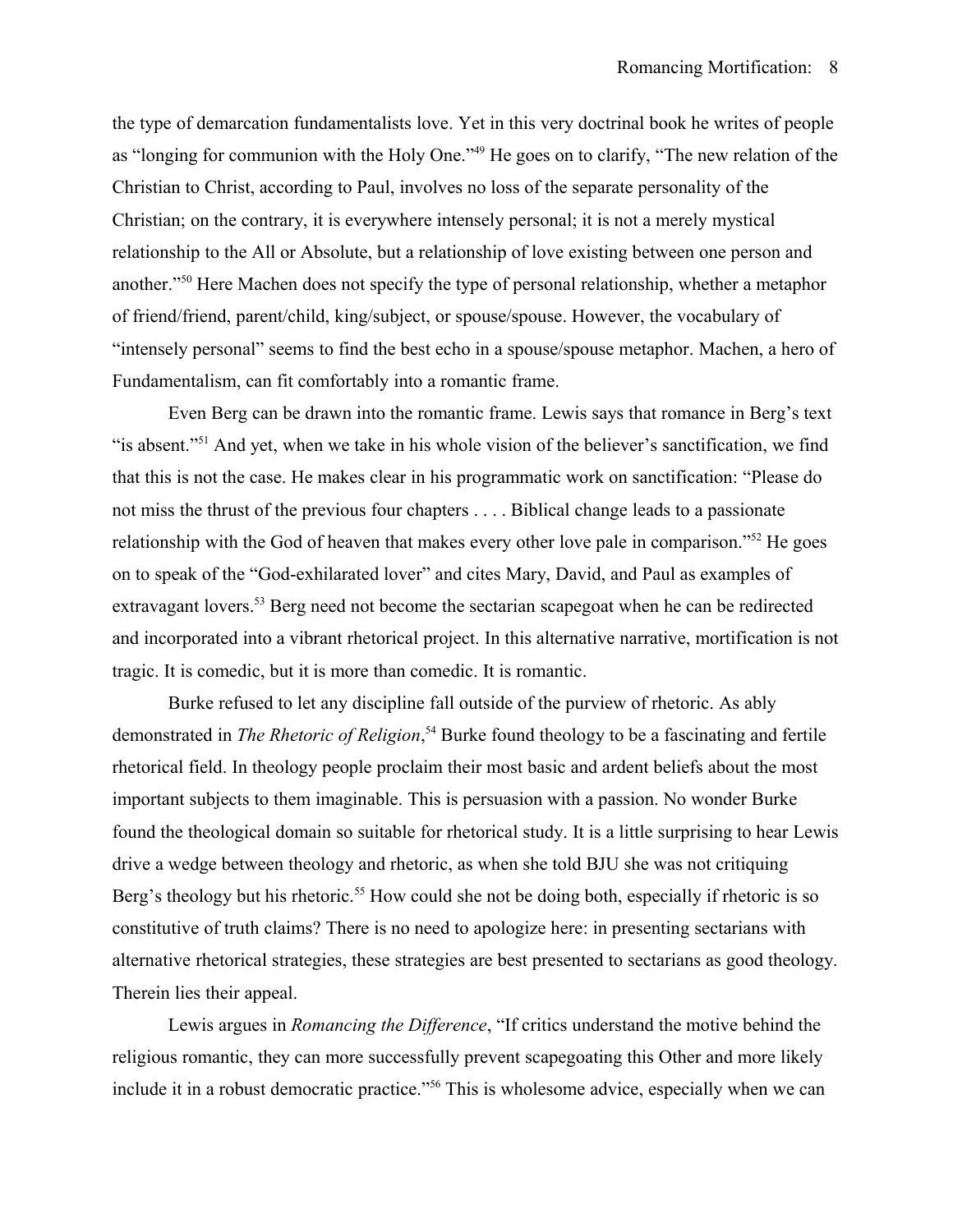the type of demarcation fundamentalists love. Yet in this very doctrinal book he writes of people as "longing for communion with the Holy One."[49] He goes on to clarify, "The new relation of the Christian to Christ, according to Paul, involves no loss of the separate personality of the Christian; on the contrary, it is everywhere intensely personal; it is not a merely mystical relationship to the All or Absolute, but a relationship of love existing between one person and another."[50] Here Machen does not specify the type of personal relationship, whether a metaphor of friend/friend, parent/child, king/subject, or spouse/spouse. However, the vocabulary of "intensely personal" seems to find the best echo in a spouse/spouse metaphor. Machen, a hero of Fundamentalism, can fit comfortably into a romantic frame.

Even Berg can be drawn into the romantic frame. Lewis says that romance in Berg's text "is absent."[51] And yet, when we take in his whole vision of the believer's sanctification, we find that this is not the case. He makes clear in his programmatic work on sanctification: "Please do not miss the thrust of the previous four chapters . . . . Biblical change leads to a passionate relationship with the God of heaven that makes every other love pale in comparison."[52] He goes on to speak of the "God-exhilarated lover" and cites Mary, David, and Paul as examples of extravagant lovers.[53] Berg need not become the sectarian scapegoat when he can be redirected and incorporated into a vibrant rhetorical project. In this alternative narrative, mortification is not tragic. It is comedic, but it is more than comedic. It is romantic.

Burke refused to let any discipline fall outside of the purview of rhetoric. As ably demonstrated in *The Rhetoric of Religion*,[54] Burke found theology to be a fascinating and fertile rhetorical field. In theology people proclaim their most basic and ardent beliefs about the most important subjects to them imaginable. This is persuasion with a passion. No wonder Burke found the theological domain so suitable for rhetorical study. It is a little surprising to hear Lewis drive a wedge between theology and rhetoric, as when she told BJU she was not critiquing Berg's theology but his rhetoric.[55] How could she not be doing both, especially if rhetoric is so constitutive of truth claims? There is no need to apologize here: in presenting sectarians with alternative rhetorical strategies, these strategies are best presented to sectarians as good theology. Therein lies their appeal.

Lewis argues in *Romancing the Difference*, "If critics understand the motive behind the religious romantic, they can more successfully prevent scapegoating this Other and more likely include it in a robust democratic practice."[56] This is wholesome advice, especially when we can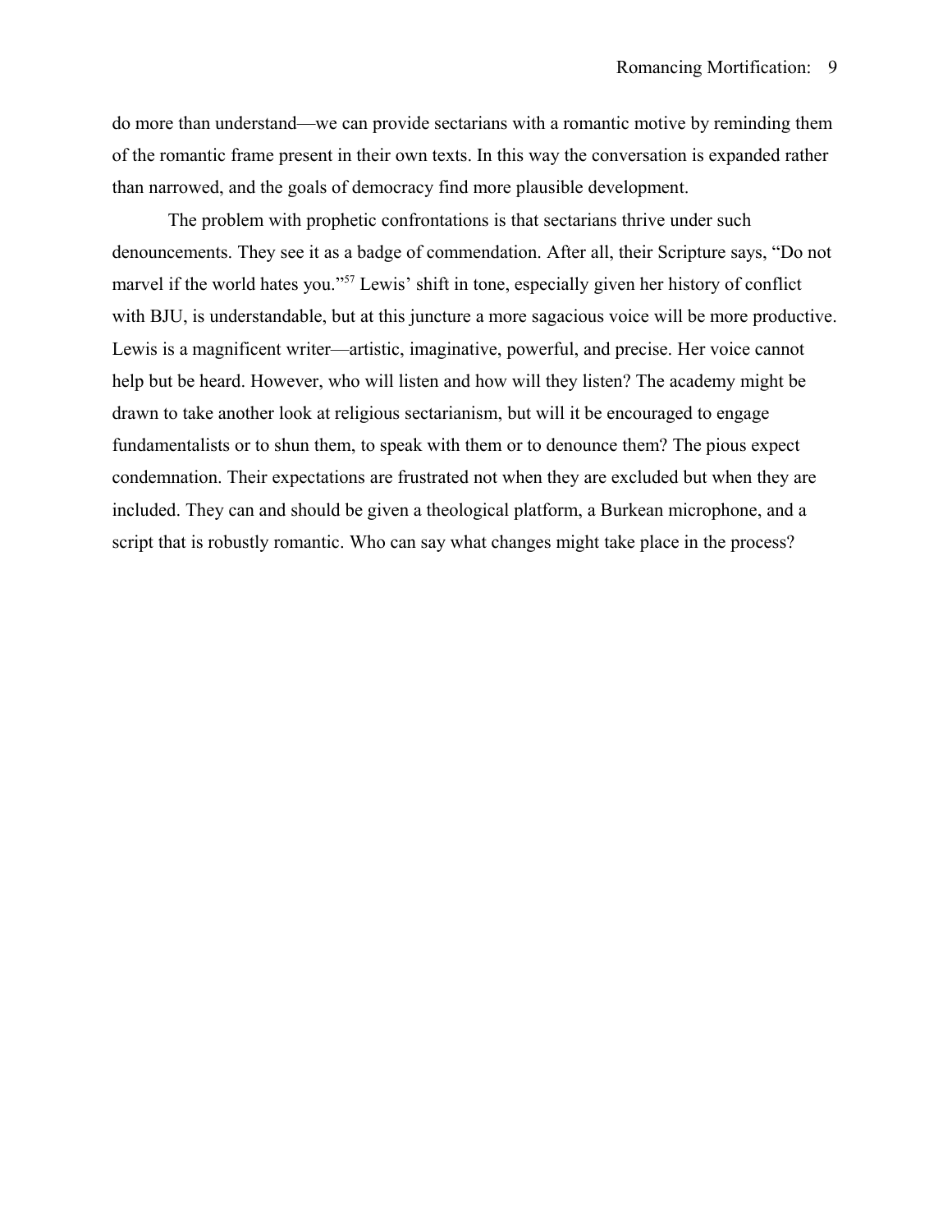do more than understand—we can provide sectarians with a romantic motive by reminding them of the romantic frame present in their own texts. In this way the conversation is expanded rather than narrowed, and the goals of democracy find more plausible development.

The problem with prophetic confrontations is that sectarians thrive under such denouncements. They see it as a badge of commendation. After all, their Scripture says, "Do not marvel if the world hates you."[57] Lewis' shift in tone, especially given her history of conflict with BJU, is understandable, but at this juncture a more sagacious voice will be more productive. Lewis is a magnificent writer—artistic, imaginative, powerful, and precise. Her voice cannot help but be heard. However, who will listen and how will they listen? The academy might be drawn to take another look at religious sectarianism, but will it be encouraged to engage fundamentalists or to shun them, to speak with them or to denounce them? The pious expect condemnation. Their expectations are frustrated not when they are excluded but when they are included. They can and should be given a theological platform, a Burkean microphone, and a script that is robustly romantic. Who can say what changes might take place in the process?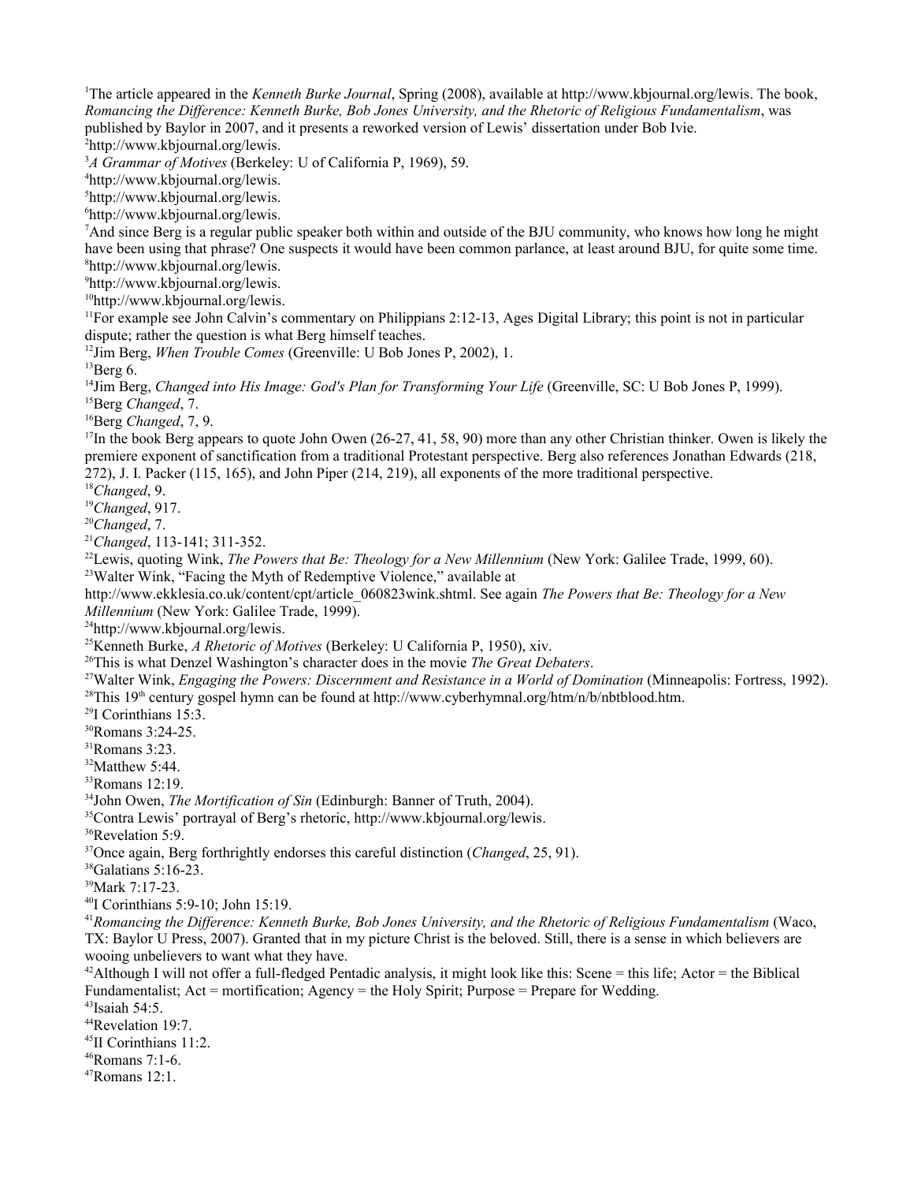[1]The article appeared in the *Kenneth Burke Journal*, Spring (2008), available at http://www.kbjournal.org/lewis. The book, *Romancing the Difference: Kenneth Burke, Bob Jones University, and the Rhetoric of Religious Fundamentalism*, was published by Baylor in 2007, and it presents a reworked version of Lewis' dissertation under Bob Ivie.

[2]http://www.kbjournal.org/lewis.

[3]*A Grammar of Motives* (Berkeley: U of California P, 1969), 59.

[4]http://www.kbjournal.org/lewis.

[5]http://www.kbjournal.org/lewis.

[6]http://www.kbjournal.org/lewis.

[7]And since Berg is a regular public speaker both within and outside of the BJU community, who knows how long he might have been using that phrase? One suspects it would have been common parlance, at least around BJU, for quite some time.

[8]http://www.kbjournal.org/lewis.

[9]http://www.kbjournal.org/lewis.

[10]http://www.kbjournal.org/lewis.

[11]For example see John Calvin's commentary on Philippians 2:12-13, Ages Digital Library; this point is not in particular dispute; rather the question is what Berg himself teaches.

[12]Jim Berg, *When Trouble Comes* (Greenville: U Bob Jones P, 2002), 1.

[13]Berg 6.

[14]Jim Berg, *Changed into His Image: God's Plan for Transforming Your Life* (Greenville, SC: U Bob Jones P, 1999).

[15]Berg *Changed*, 7.

[16]Berg *Changed*, 7, 9.

[17]In the book Berg appears to quote John Owen (26-27, 41, 58, 90) more than any other Christian thinker. Owen is likely the premiere exponent of sanctification from a traditional Protestant perspective. Berg also references Jonathan Edwards (218, 272), J. I. Packer (115, 165), and John Piper (214, 219), all exponents of the more traditional perspective.

[18]*Changed*, 9.

[19]*Changed*, 917.

[20]*Changed*, 7.

[21]*Changed*, 113-141; 311-352.

[22]Lewis, quoting Wink, *The Powers that Be: Theology for a New Millennium* (New York: Galilee Trade, 1999, 60).

[23]Walter Wink, "Facing the Myth of Redemptive Violence," available at http://www.ekklesia.co.uk/content/cpt/article_060823wink.shtml. See again *The Powers that Be: Theology for a New Millennium* (New York: Galilee Trade, 1999).

[24]http://www.kbjournal.org/lewis.

[25]Kenneth Burke, *A Rhetoric of Motives* (Berkeley: U California P, 1950), xiv.

[26]This is what Denzel Washington's character does in the movie *The Great Debaters*.

[27]Walter Wink, *Engaging the Powers: Discernment and Resistance in a World of Domination* (Minneapolis: Fortress, 1992).

[28]This 19th century gospel hymn can be found at http://www.cyberhymnal.org/htm/n/b/nbtblood.htm.

[29]I Corinthians 15:3.

[30]Romans 3:24-25.

[31]Romans 3:23.

[32]Matthew 5:44.

[33]Romans 12:19.

[34]John Owen, *The Mortification of Sin* (Edinburgh: Banner of Truth, 2004).

[35]Contra Lewis' portrayal of Berg's rhetoric, http://www.kbjournal.org/lewis.

[36]Revelation 5:9.

[37]Once again, Berg forthrightly endorses this careful distinction (*Changed*, 25, 91).

[38]Galatians 5:16-23.

[39]Mark 7:17-23.

[40]I Corinthians 5:9-10; John 15:19.

[41]*Romancing the Difference: Kenneth Burke, Bob Jones University, and the Rhetoric of Religious Fundamentalism* (Waco, TX: Baylor U Press, 2007). Granted that in my picture Christ is the beloved. Still, there is a sense in which believers are wooing unbelievers to want what they have.

[42]Although I will not offer a full-fledged Pentadic analysis, it might look like this: Scene = this life; Actor = the Biblical Fundamentalist; Act = mortification; Agency = the Holy Spirit; Purpose = Prepare for Wedding.

[43]Isaiah 54:5.

[44]Revelation 19:7.

[45]II Corinthians 11:2.

[46]Romans 7:1-6.

[47]Romans 12:1.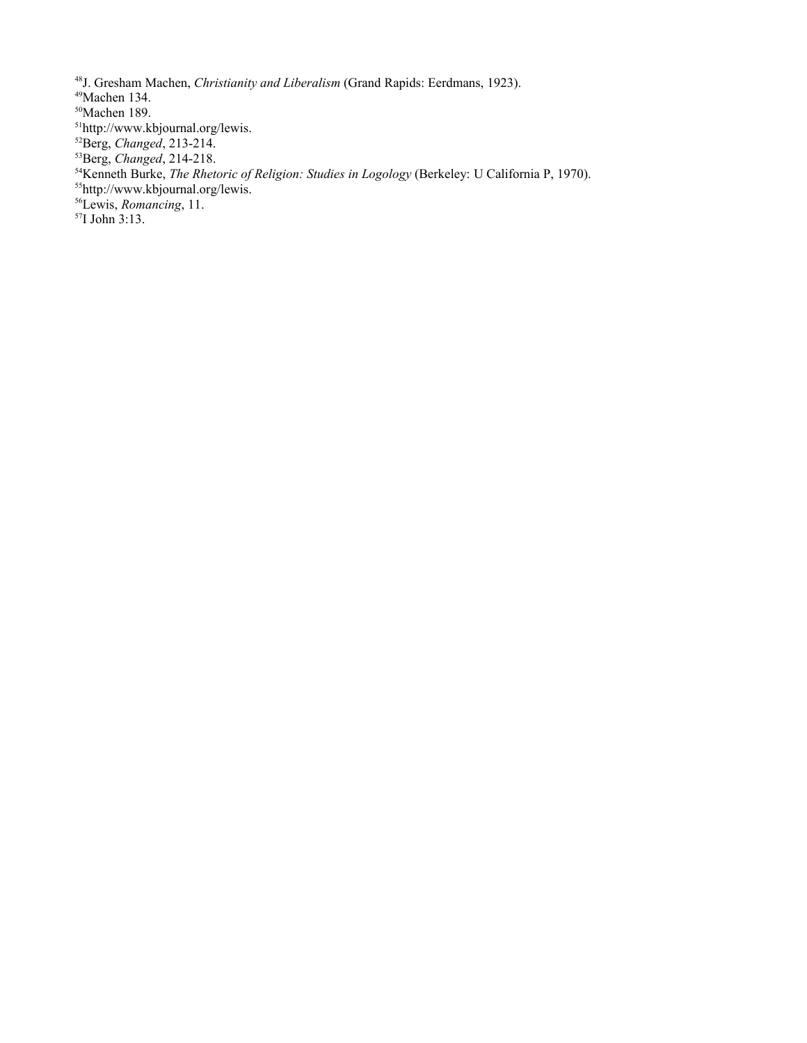[48]J. Gresham Machen, *Christianity and Liberalism* (Grand Rapids: Eerdmans, 1923).
[49]Machen 134.
[50]Machen 189.
[51]http://www.kbjournal.org/lewis.
[52]Berg, *Changed*, 213-214.
[53]Berg, *Changed*, 214-218.
[54]Kenneth Burke, *The Rhetoric of Religion: Studies in Logology* (Berkeley: U California P, 1970).
[55]http://www.kbjournal.org/lewis.
[56]Lewis, *Romancing*, 11.
[57]I John 3:13.